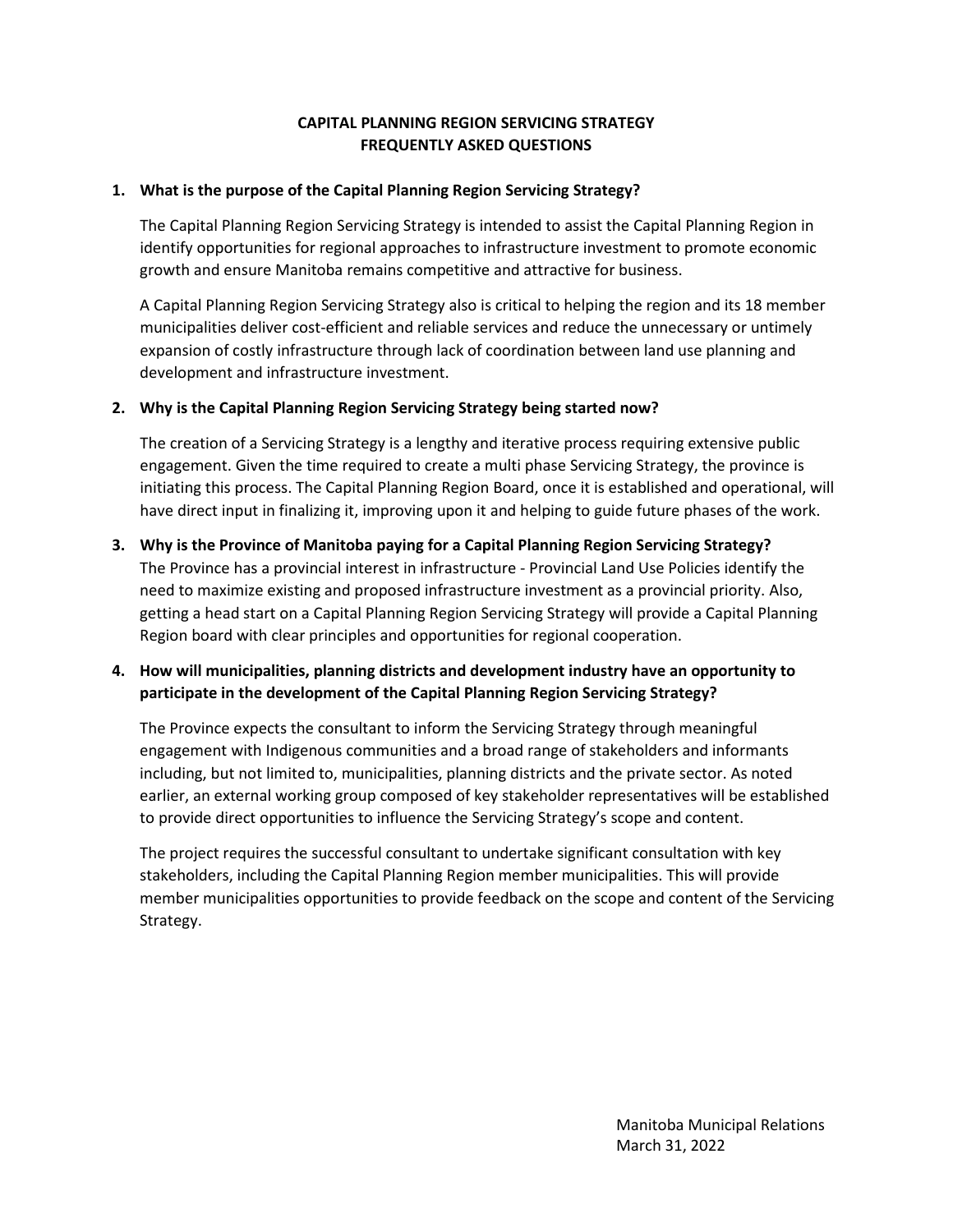# CAPITAL PLANNING REGION SERVICING STRATEGY
# FREQUENTLY ASKED QUESTIONS

**1. What is the purpose of the Capital Planning Region Servicing Strategy?**

The Capital Planning Region Servicing Strategy is intended to assist the Capital Planning Region in identify opportunities for regional approaches to infrastructure investment to promote economic growth and ensure Manitoba remains competitive and attractive for business.

A Capital Planning Region Servicing Strategy also is critical to helping the region and its 18 member municipalities deliver cost-efficient and reliable services and reduce the unnecessary or untimely expansion of costly infrastructure through lack of coordination between land use planning and development and infrastructure investment.

**2. Why is the Capital Planning Region Servicing Strategy being started now?**

The creation of a Servicing Strategy is a lengthy and iterative process requiring extensive public engagement. Given the time required to create a multi phase Servicing Strategy, the province is initiating this process. The Capital Planning Region Board, once it is established and operational, will have direct input in finalizing it, improving upon it and helping to guide future phases of the work.

**3. Why is the Province of Manitoba paying for a Capital Planning Region Servicing Strategy?**

The Province has a provincial interest in infrastructure - Provincial Land Use Policies identify the need to maximize existing and proposed infrastructure investment as a provincial priority. Also, getting a head start on a Capital Planning Region Servicing Strategy will provide a Capital Planning Region board with clear principles and opportunities for regional cooperation.

**4. How will municipalities, planning districts and development industry have an opportunity to participate in the development of the Capital Planning Region Servicing Strategy?**

The Province expects the consultant to inform the Servicing Strategy through meaningful engagement with Indigenous communities and a broad range of stakeholders and informants including, but not limited to, municipalities, planning districts and the private sector. As noted earlier, an external working group composed of key stakeholder representatives will be established to provide direct opportunities to influence the Servicing Strategy's scope and content.

The project requires the successful consultant to undertake significant consultation with key stakeholders, including the Capital Planning Region member municipalities. This will provide member municipalities opportunities to provide feedback on the scope and content of the Servicing Strategy.

Manitoba Municipal Relations
March 31, 2022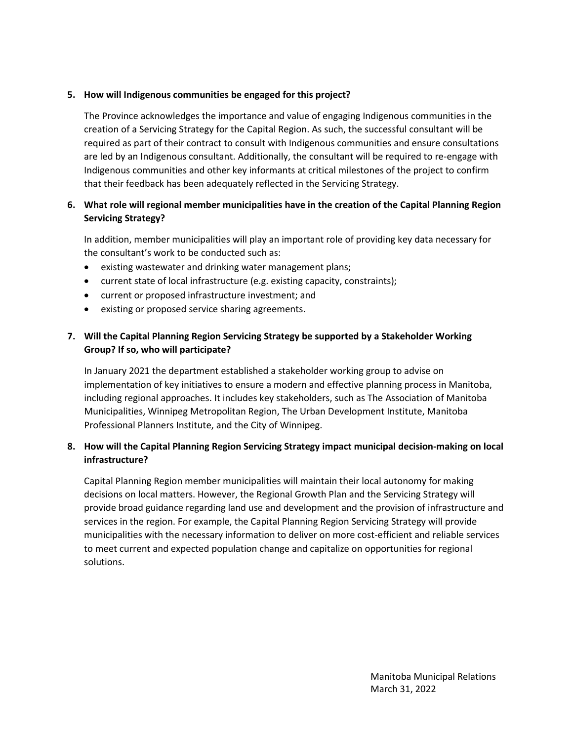**5. How will Indigenous communities be engaged for this project?**

The Province acknowledges the importance and value of engaging Indigenous communities in the creation of a Servicing Strategy for the Capital Region. As such, the successful consultant will be required as part of their contract to consult with Indigenous communities and ensure consultations are led by an Indigenous consultant. Additionally, the consultant will be required to re-engage with Indigenous communities and other key informants at critical milestones of the project to confirm that their feedback has been adequately reflected in the Servicing Strategy.

**6. What role will regional member municipalities have in the creation of the Capital Planning Region Servicing Strategy?**

In addition, member municipalities will play an important role of providing key data necessary for the consultant's work to be conducted such as:

- existing wastewater and drinking water management plans;
- current state of local infrastructure (e.g. existing capacity, constraints);
- current or proposed infrastructure investment; and
- existing or proposed service sharing agreements.

**7. Will the Capital Planning Region Servicing Strategy be supported by a Stakeholder Working Group? If so, who will participate?**

In January 2021 the department established a stakeholder working group to advise on implementation of key initiatives to ensure a modern and effective planning process in Manitoba, including regional approaches. It includes key stakeholders, such as The Association of Manitoba Municipalities, Winnipeg Metropolitan Region, The Urban Development Institute, Manitoba Professional Planners Institute, and the City of Winnipeg.

**8. How will the Capital Planning Region Servicing Strategy impact municipal decision-making on local infrastructure?**

Capital Planning Region member municipalities will maintain their local autonomy for making decisions on local matters. However, the Regional Growth Plan and the Servicing Strategy will provide broad guidance regarding land use and development and the provision of infrastructure and services in the region. For example, the Capital Planning Region Servicing Strategy will provide municipalities with the necessary information to deliver on more cost-efficient and reliable services to meet current and expected population change and capitalize on opportunities for regional solutions.

Manitoba Municipal Relations
March 31, 2022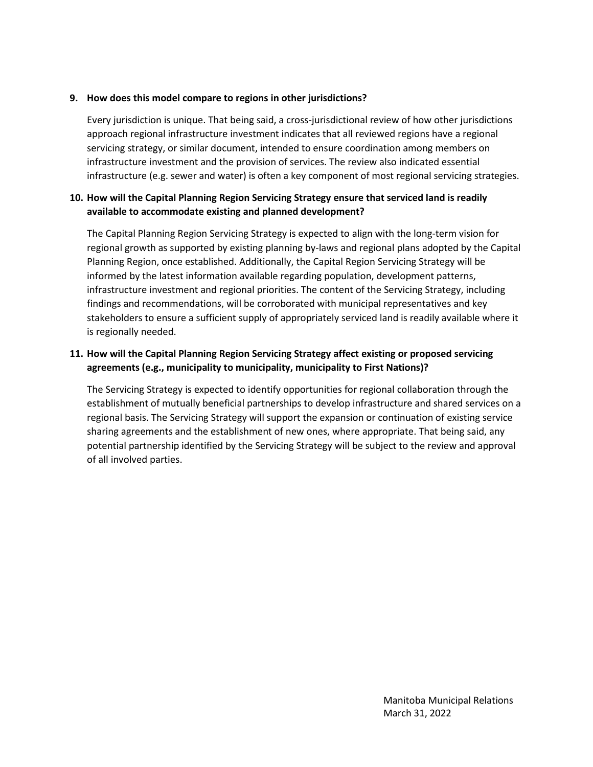**9. How does this model compare to regions in other jurisdictions?**

Every jurisdiction is unique. That being said, a cross-jurisdictional review of how other jurisdictions approach regional infrastructure investment indicates that all reviewed regions have a regional servicing strategy, or similar document, intended to ensure coordination among members on infrastructure investment and the provision of services. The review also indicated essential infrastructure (e.g. sewer and water) is often a key component of most regional servicing strategies.

**10. How will the Capital Planning Region Servicing Strategy ensure that serviced land is readily available to accommodate existing and planned development?**

The Capital Planning Region Servicing Strategy is expected to align with the long-term vision for regional growth as supported by existing planning by-laws and regional plans adopted by the Capital Planning Region, once established. Additionally, the Capital Region Servicing Strategy will be informed by the latest information available regarding population, development patterns, infrastructure investment and regional priorities. The content of the Servicing Strategy, including findings and recommendations, will be corroborated with municipal representatives and key stakeholders to ensure a sufficient supply of appropriately serviced land is readily available where it is regionally needed.

**11. How will the Capital Planning Region Servicing Strategy affect existing or proposed servicing agreements (e.g., municipality to municipality, municipality to First Nations)?**

The Servicing Strategy is expected to identify opportunities for regional collaboration through the establishment of mutually beneficial partnerships to develop infrastructure and shared services on a regional basis. The Servicing Strategy will support the expansion or continuation of existing service sharing agreements and the establishment of new ones, where appropriate. That being said, any potential partnership identified by the Servicing Strategy will be subject to the review and approval of all involved parties.

Manitoba Municipal Relations
March 31, 2022